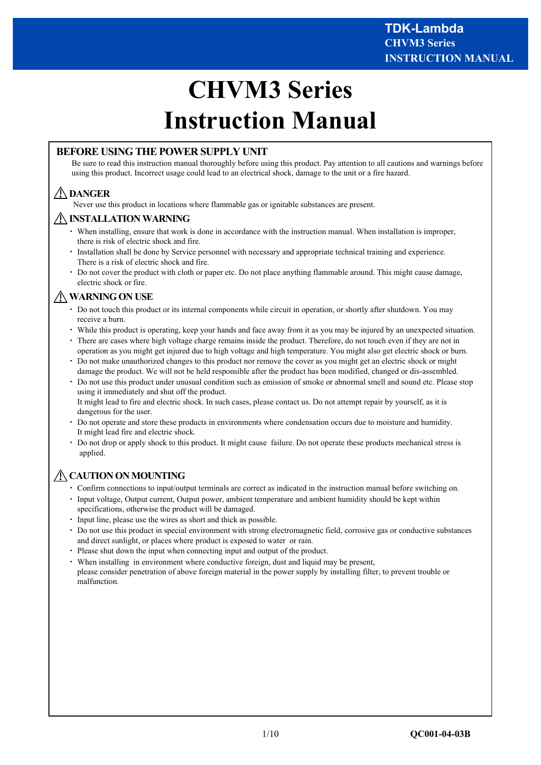# CHVM3 Series
# Instruction Manual

## BEFORE USING THE POWER SUPPLY UNIT

Be sure to read this instruction manual thoroughly before using this product. Pay attention to all cautions and warnings before using this product. Incorrect usage could lead to an electrical shock, damage to the unit or a fire hazard.

### ⚠ DANGER

Never use this product in locations where flammable gas or ignitable substances are present.

### ⚠ INSTALLATION WARNING

- When installing, ensure that work is done in accordance with the instruction manual. When installation is improper, there is risk of electric shock and fire.
- Installation shall be done by Service personnel with necessary and appropriate technical training and experience. There is a risk of electric shock and fire.
- Do not cover the product with cloth or paper etc. Do not place anything flammable around. This might cause damage, electric shock or fire.

### ⚠ WARNING ON USE

- Do not touch this product or its internal components while circuit in operation, or shortly after shutdown. You may receive a burn.
- While this product is operating, keep your hands and face away from it as you may be injured by an unexpected situation.
- There are cases where high voltage charge remains inside the product. Therefore, do not touch even if they are not in operation as you might get injured due to high voltage and high temperature. You might also get electric shock or burn.
- Do not make unauthorized changes to this product nor remove the cover as you might get an electric shock or might damage the product. We will not be held responsible after the product has been modified, changed or dis-assembled.
- Do not use this product under unusual condition such as emission of smoke or abnormal smell and sound etc. Please stop using it immediately and shut off the product.
  It might lead to fire and electric shock. In such cases, please contact us. Do not attempt repair by yourself, as it is dangerous for the user.
- Do not operate and store these products in environments where condensation occurs due to moisture and humidity. It might lead fire and electric shock.
- Do not drop or apply shock to this product. It might cause failure. Do not operate these products mechanical stress is applied.

### ⚠ CAUTION ON MOUNTING

- Confirm connections to input/output terminals are correct as indicated in the instruction manual before switching on.
- Input voltage, Output current, Output power, ambient temperature and ambient humidity should be kept within specifications, otherwise the product will be damaged.
- Input line, please use the wires as short and thick as possible.
- Do not use this product in special environment with strong electromagnetic field, corrosive gas or conductive substances and direct sunlight, or places where product is exposed to water or rain.
- Please shut down the input when connecting input and output of the product.
- When installing in environment where conductive foreign, dust and liquid may be present,
  please consider penetration of above foreign material in the power supply by installing filter, to prevent trouble or malfunction.

QC001-04-03B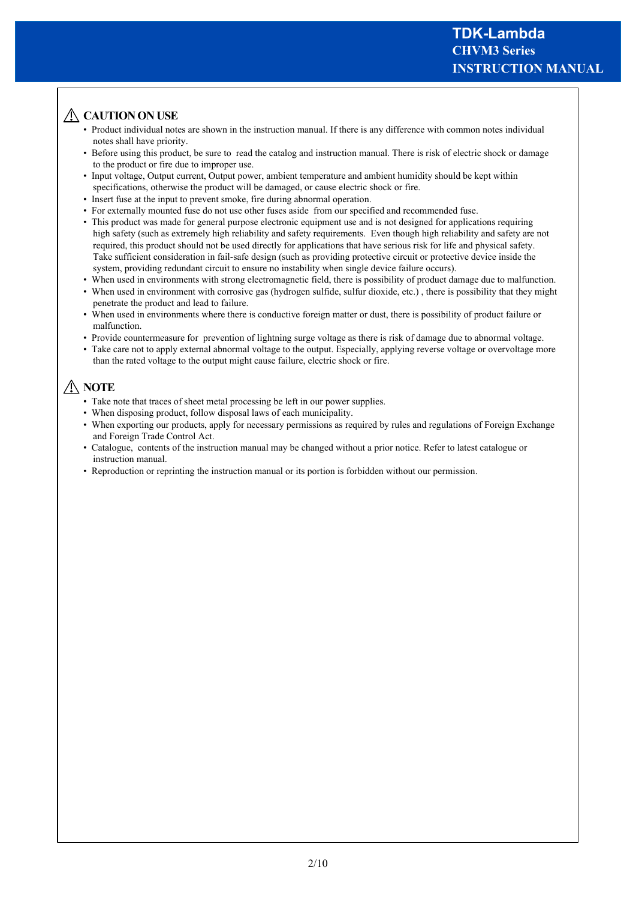## ⚠ CAUTION ON USE

- Product individual notes are shown in the instruction manual. If there is any difference with common notes individual notes shall have priority.
- Before using this product, be sure to read the catalog and instruction manual. There is risk of electric shock or damage to the product or fire due to improper use.
- Input voltage, Output current, Output power, ambient temperature and ambient humidity should be kept within specifications, otherwise the product will be damaged, or cause electric shock or fire.
- Insert fuse at the input to prevent smoke, fire during abnormal operation.
- For externally mounted fuse do not use other fuses aside from our specified and recommended fuse.
- This product was made for general purpose electronic equipment use and is not designed for applications requiring high safety (such as extremely high reliability and safety requirements. Even though high reliability and safety are not required, this product should not be used directly for applications that have serious risk for life and physical safety. Take sufficient consideration in fail-safe design (such as providing protective circuit or protective device inside the system, providing redundant circuit to ensure no instability when single device failure occurs).
- When used in environments with strong electromagnetic field, there is possibility of product damage due to malfunction.
- When used in environment with corrosive gas (hydrogen sulfide, sulfur dioxide, etc.) , there is possibility that they might penetrate the product and lead to failure.
- When used in environments where there is conductive foreign matter or dust, there is possibility of product failure or malfunction.
- Provide countermeasure for prevention of lightning surge voltage as there is risk of damage due to abnormal voltage.
- Take care not to apply external abnormal voltage to the output. Especially, applying reverse voltage or overvoltage more than the rated voltage to the output might cause failure, electric shock or fire.

## ⚠ NOTE

- Take note that traces of sheet metal processing be left in our power supplies.
- When disposing product, follow disposal laws of each municipality.
- When exporting our products, apply for necessary permissions as required by rules and regulations of Foreign Exchange and Foreign Trade Control Act.
- Catalogue, contents of the instruction manual may be changed without a prior notice. Refer to latest catalogue or instruction manual.
- Reproduction or reprinting the instruction manual or its portion is forbidden without our permission.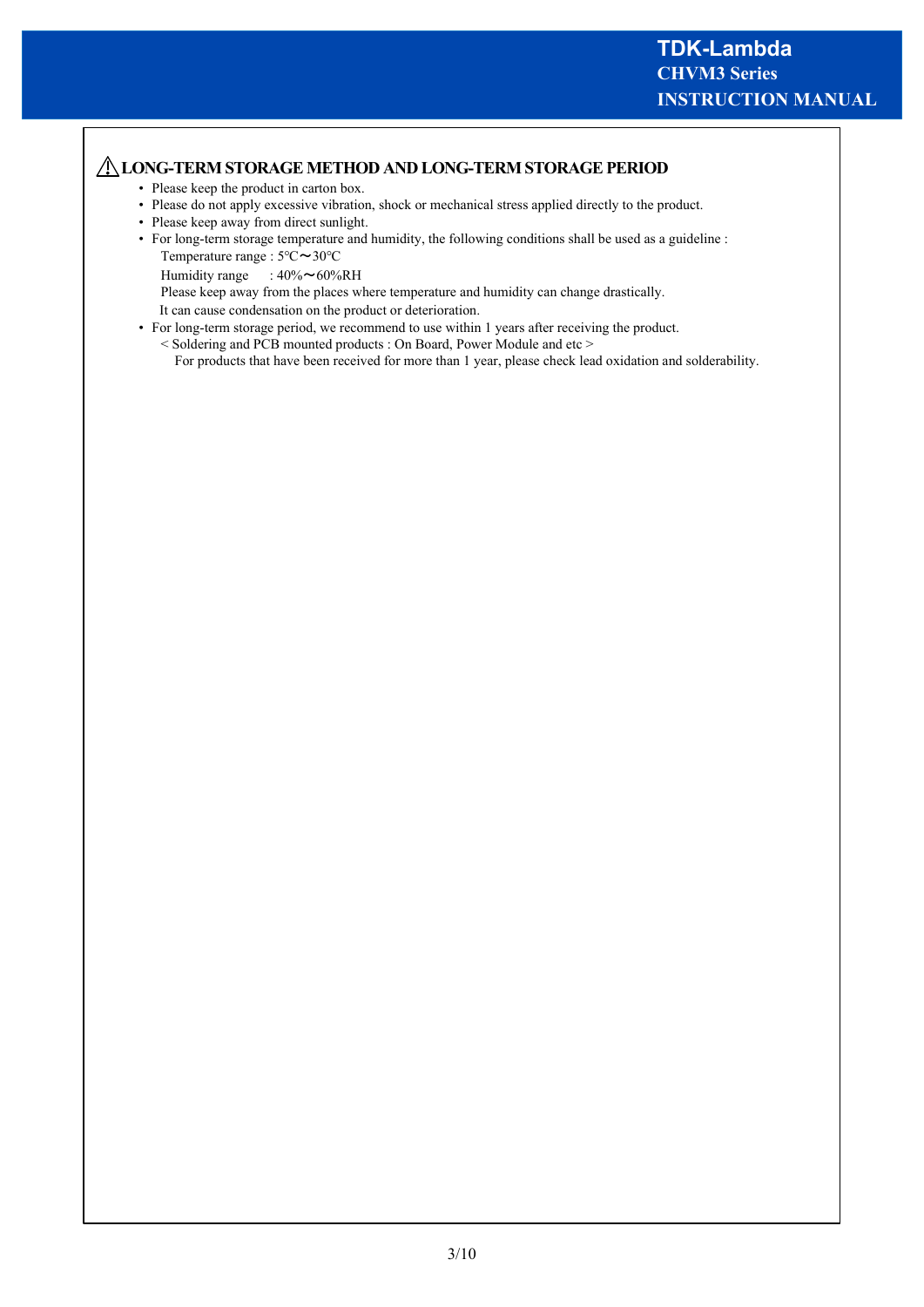## ⚠ LONG-TERM STORAGE METHOD AND LONG-TERM STORAGE PERIOD

- Please keep the product in carton box.
- Please do not apply excessive vibration, shock or mechanical stress applied directly to the product.
- Please keep away from direct sunlight.
- For long-term storage temperature and humidity, the following conditions shall be used as a guideline :
  Temperature range : 5℃～30℃
  Humidity range : 40%～60%RH
  Please keep away from the places where temperature and humidity can change drastically.
  It can cause condensation on the product or deterioration.
- For long-term storage period, we recommend to use within 1 years after receiving the product.
  < Soldering and PCB mounted products : On Board, Power Module and etc >
  For products that have been received for more than 1 year, please check lead oxidation and solderability.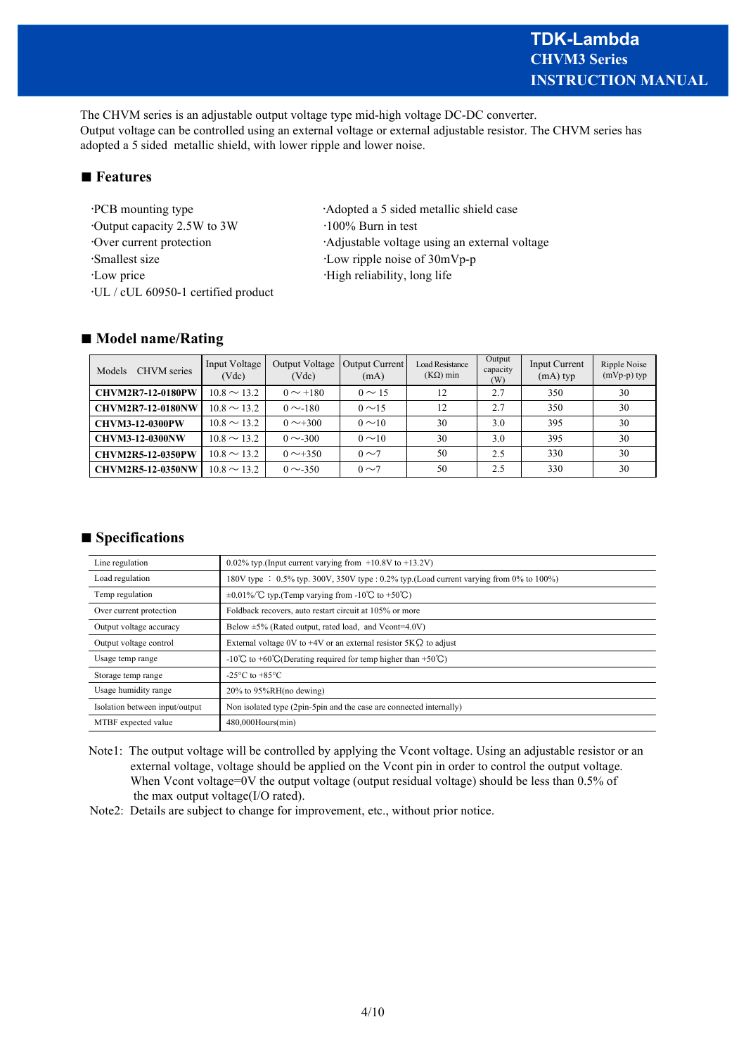# TDK-Lambda
## CHVM3 Series
## INSTRUCTION MANUAL

The CHVM series is an adjustable output voltage type mid-high voltage DC-DC converter.
Output voltage can be controlled using an external voltage or external adjustable resistor. The CHVM series has adopted a 5 sided metallic shield, with lower ripple and lower noise.

## ■ Features

- ·PCB mounting type
- ·Output capacity 2.5W to 3W
- ·Over current protection
- ·Smallest size
- ·Low price
- ·UL / cUL 60950-1 certified product
- ·Adopted a 5 sided metallic shield case
- ·100% Burn in test
- ·Adjustable voltage using an external voltage
- ·Low ripple noise of 30mVp-p
- ·High reliability, long life

## ■ Model name/Rating

| Models　CHVM series | Input Voltage (Vdc) | Output Voltage (Vdc) | Output Current (mA) | Load Resistance (KΩ) min | Output capacity (W) | Input Current (mA) typ | Ripple Noise (mVp-p) typ |
|---|---|---|---|---|---|---|---|
| **CHVM2R7-12-0180PW** | 10.8 ～ 13.2 | 0 ～ +180 | 0 ～ 15 | 12 | 2.7 | 350 | 30 |
| **CHVM2R7-12-0180NW** | 10.8 ～ 13.2 | 0 ～-180 | 0 ～15 | 12 | 2.7 | 350 | 30 |
| **CHVM3-12-0300PW** | 10.8 ～ 13.2 | 0 ～+300 | 0 ～10 | 30 | 3.0 | 395 | 30 |
| **CHVM3-12-0300NW** | 10.8 ～ 13.2 | 0 ～-300 | 0 ～10 | 30 | 3.0 | 395 | 30 |
| **CHVM2R5-12-0350PW** | 10.8 ～ 13.2 | 0 ～+350 | 0 ～7 | 50 | 2.5 | 330 | 30 |
| **CHVM2R5-12-0350NW** | 10.8 ～ 13.2 | 0 ～-350 | 0 ～7 | 50 | 2.5 | 330 | 30 |

## ■ Specifications

| | |
|---|---|
| Line regulation | 0.02% typ.(Input current varying from +10.8V to +13.2V) |
| Load regulation | 180V type ： 0.5% typ. 300V, 350V type : 0.2% typ.(Load current varying from 0% to 100%) |
| Temp regulation | ±0.01%/℃ typ.(Temp varying from -10℃ to +50℃) |
| Over current protection | Foldback recovers, auto restart circuit at 105% or more |
| Output voltage accuracy | Below ±5% (Rated output, rated load, and Vcont=4.0V) |
| Output voltage control | External voltage 0V to +4V or an external resistor 5KΩ to adjust |
| Usage temp range | -10℃ to +60℃(Derating required for temp higher than +50℃) |
| Storage temp range | -25°C to +85°C |
| Usage humidity range | 20% to 95%RH(no dewing) |
| Isolation between input/output | Non isolated type (2pin-5pin and the case are connected internally) |
| MTBF expected value | 480,000Hours(min) |

Note1: The output voltage will be controlled by applying the Vcont voltage. Using an adjustable resistor or an external voltage, voltage should be applied on the Vcont pin in order to control the output voltage. When Vcont voltage=0V the output voltage (output residual voltage) should be less than 0.5% of the max output voltage(I/O rated).

Note2: Details are subject to change for improvement, etc., without prior notice.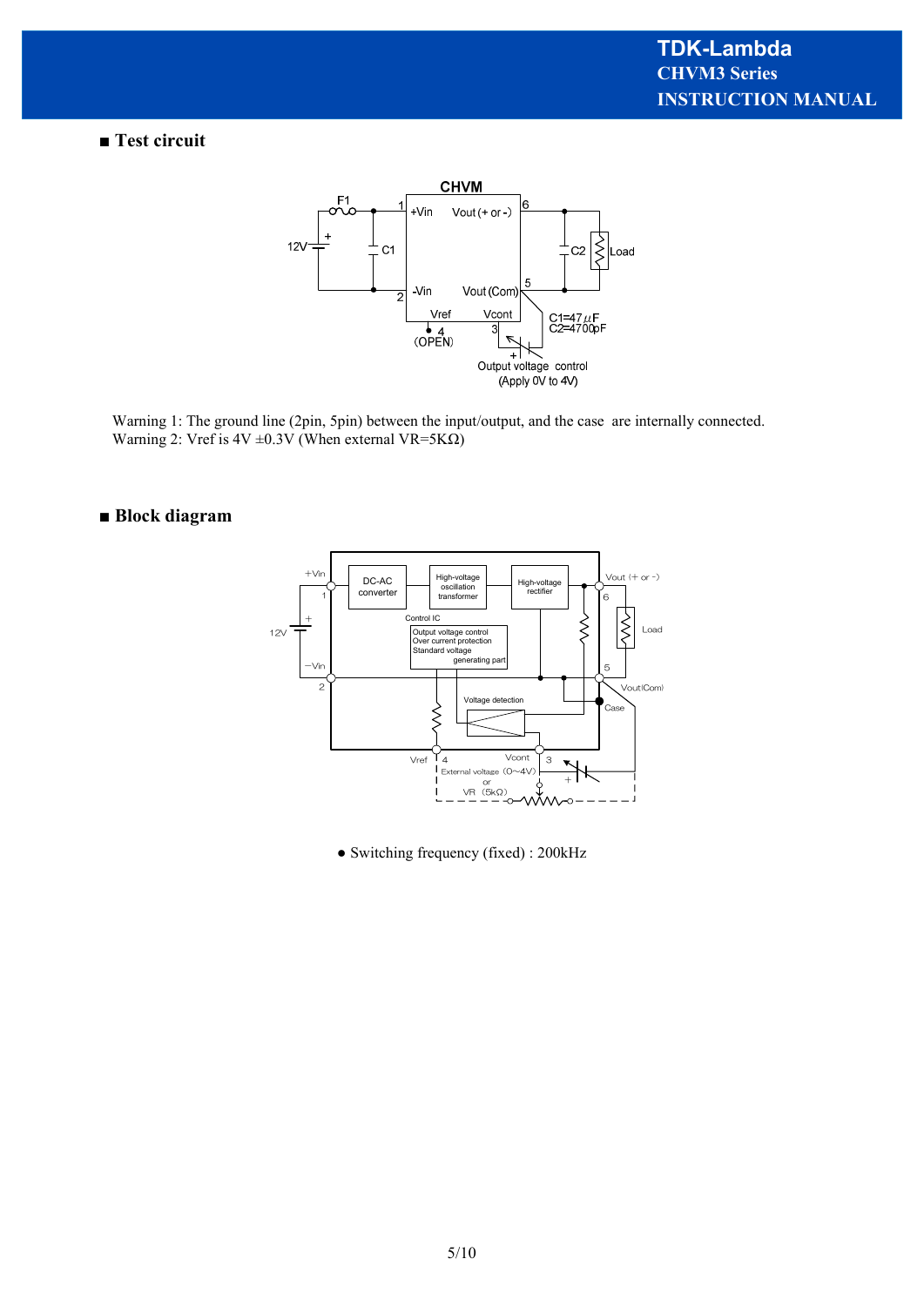## ■ Test circuit

Warning 1: The ground line (2pin, 5pin) between the input/output, and the case are internally connected.
Warning 2: Vref is 4V ±0.3V (When external VR=5KΩ)

## ■ Block diagram

● Switching frequency (fixed) : 200kHz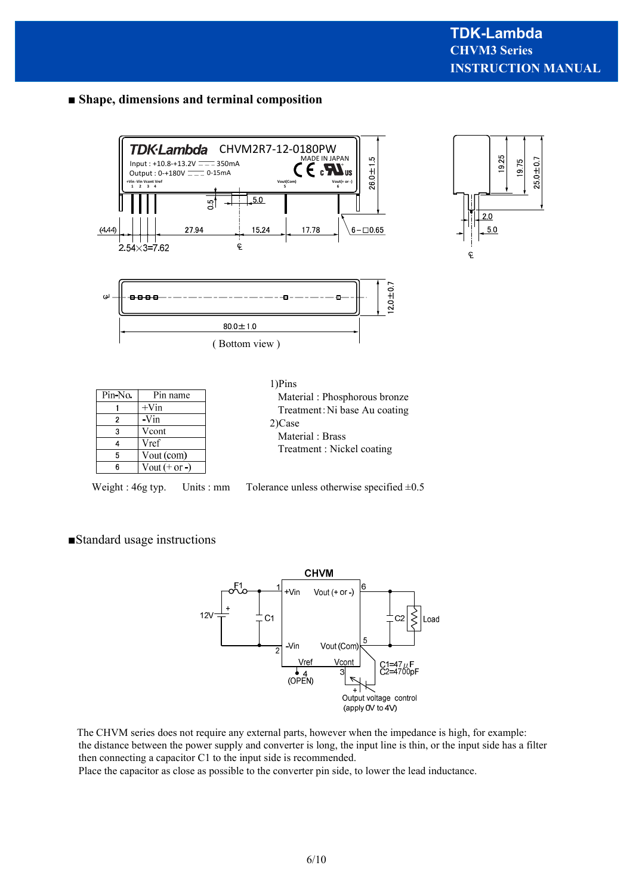## ■ Shape, dimensions and terminal composition

( Bottom view )

| Pin-No. | Pin name |
|---|---|
| 1 | +Vin |
| 2 | -Vin |
| 3 | Vcont |
| 4 | Vref |
| 5 | Vout (com) |
| 6 | Vout (+ or -) |

1)Pins
   Material : Phosphorous bronze
   Treatment : Ni base Au coating
2)Case
   Material : Brass
   Treatment : Nickel coating

Weight : 46g typ.     Units : mm     Tolerance unless otherwise specified ±0.5

## ■Standard usage instructions

The CHVM series does not require any external parts, however when the impedance is high, for example: the distance between the power supply and converter is long, the input line is thin, or the input side has a filter then connecting a capacitor C1 to the input side is recommended.
Place the capacitor as close as possible to the converter pin side, to lower the lead inductance.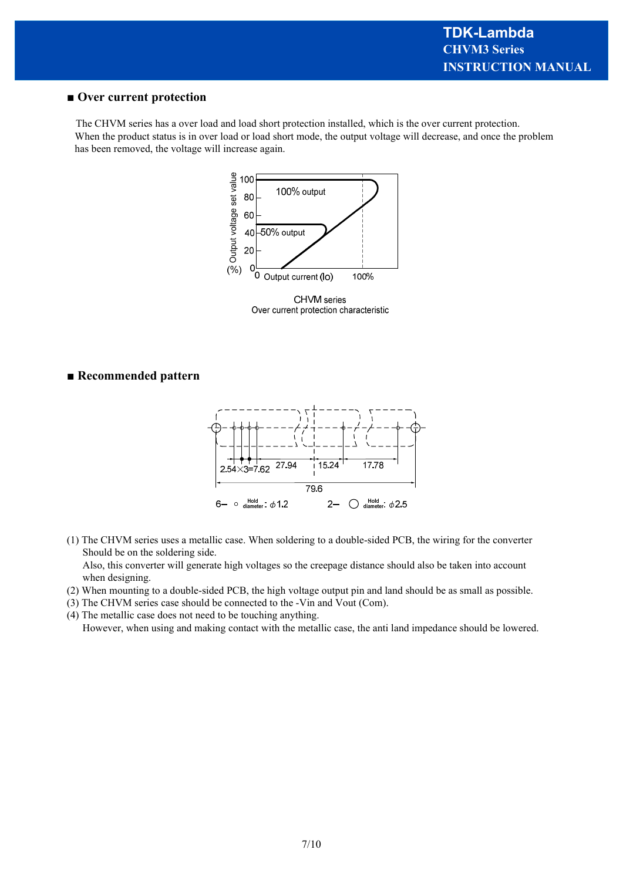## ■ Over current protection

The CHVM series has a over load and load short protection installed, which is the over current protection. When the product status is in over load or load short mode, the output voltage will decrease, and once the problem has been removed, the voltage will increase again.

CHVM series
Over current protection characteristic

## ■ Recommended pattern

6– ○ Hold diameter : ϕ1.2    2– ◯ Hold diameter : ϕ2.5

(1) The CHVM series uses a metallic case. When soldering to a double-sided PCB, the wiring for the converter Should be on the soldering side.
Also, this converter will generate high voltages so the creepage distance should also be taken into account when designing.
(2) When mounting to a double-sided PCB, the high voltage output pin and land should be as small as possible.
(3) The CHVM series case should be connected to the -Vin and Vout (Com).
(4) The metallic case does not need to be touching anything.
However, when using and making contact with the metallic case, the anti land impedance should be lowered.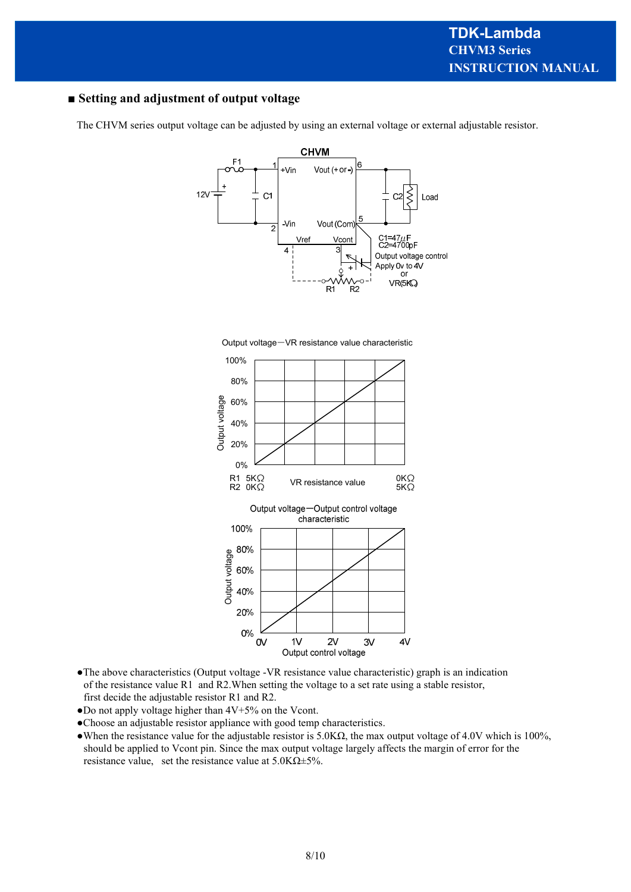## ■ Setting and adjustment of output voltage

The CHVM series output voltage can be adjusted by using an external voltage or external adjustable resistor.

CHVM

F1 — 1 +Vin — Vout (+ or -) 6 — C2 — Load

12V — C1

2 -Vin — Vout (Com) 5

4 Vref — Vcont 3

C1=47μF
C2=4700pF
Output voltage control
Apply 0v to 4V
or
VR(5KΩ)

R1 R2

Output voltage－VR resistance value characteristic

Output voltage: 0%, 20%, 40%, 60%, 80%, 100%

R1 5KΩ / R2 0KΩ — VR resistance value — 0KΩ / 5KΩ

Output voltage－Output control voltage characteristic

Output voltage: 0%, 20%, 40%, 60%, 80%, 100%

0V 1V 2V 3V 4V
Output control voltage

- The above characteristics (Output voltage -VR resistance value characteristic) graph is an indication of the resistance value R1 and R2.When setting the voltage to a set rate using a stable resistor, first decide the adjustable resistor R1 and R2.
- Do not apply voltage higher than 4V+5% on the Vcont.
- Choose an adjustable resistor appliance with good temp characteristics.
- When the resistance value for the adjustable resistor is 5.0KΩ, the max output voltage of 4.0V which is 100%, should be applied to Vcont pin. Since the max output voltage largely affects the margin of error for the resistance value, set the resistance value at 5.0KΩ±5%.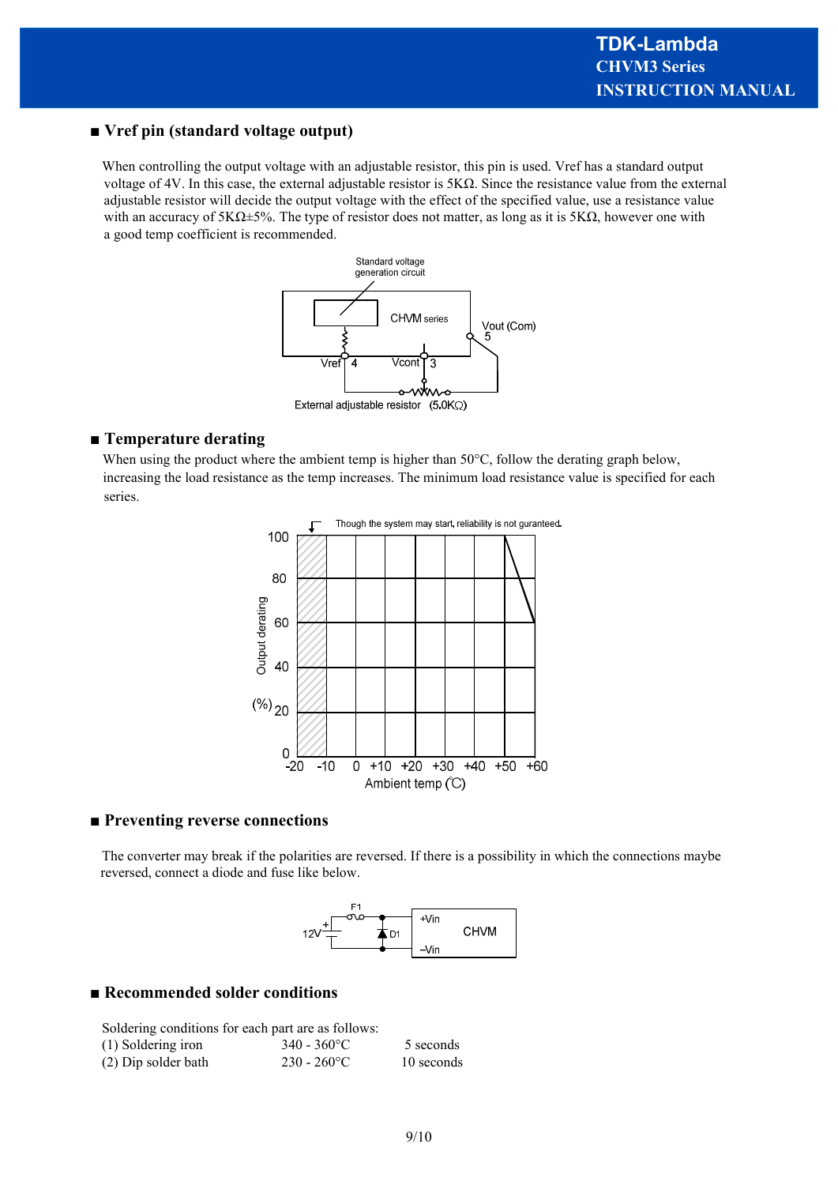## ■ Vref pin (standard voltage output)

When controlling the output voltage with an adjustable resistor, this pin is used. Vref has a standard output voltage of 4V. In this case, the external adjustable resistor is 5KΩ. Since the resistance value from the external adjustable resistor will decide the output voltage with the effect of the specified value, use a resistance value with an accuracy of 5KΩ±5%. The type of resistor does not matter, as long as it is 5KΩ, however one with a good temp coefficient is recommended.

Standard voltage generation circuit

CHVM series

Vout (Com) 5

Vref 4 Vcont 3

External adjustable resistor (5.0KΩ)

## ■ Temperature derating

When using the product where the ambient temp is higher than 50°C, follow the derating graph below, increasing the load resistance as the temp increases. The minimum load resistance value is specified for each series.

Though the system may start, reliability is not guranteed.

Output derating (%)

Ambient temp (℃)

## ■ Preventing reverse connections

The converter may break if the polarities are reversed. If there is a possibility in which the connections maybe reversed, connect a diode and fuse like below.

F1 12V D1 +Vin −Vin CHVM

## ■ Recommended solder conditions

Soldering conditions for each part are as follows:

| | | |
|---|---|---|
| (1) Soldering iron | 340 - 360°C | 5 seconds |
| (2) Dip solder bath | 230 - 260°C | 10 seconds |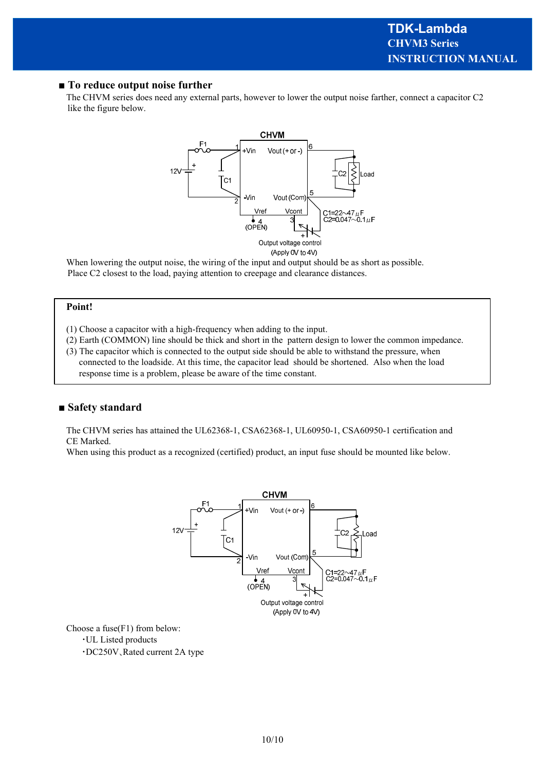## ■ To reduce output noise further

The CHVM series does need any external parts, however to lower the output noise farther, connect a capacitor C2 like the figure below.

CHVM
F1
1 +Vin
Vout (+ or -) 6
12V
C1
C2
Load
-Vin
Vout (Com) 5
2
Vref
Vcont
4
(OPEN)
3
C1=22~47μF
C2=0.047~0.1μF
Output voltage control
(Apply 0V to 4V)

When lowering the output noise, the wiring of the input and output should be as short as possible.
Place C2 closest to the load, paying attention to creepage and clearance distances.

**Point!**

(1) Choose a capacitor with a high-frequency when adding to the input.
(2) Earth (COMMON) line should be thick and short in the pattern design to lower the common impedance.
(3) The capacitor which is connected to the output side should be able to withstand the pressure, when connected to the loadside. At this time, the capacitor lead should be shortened. Also when the load response time is a problem, please be aware of the time constant.

## ■ Safety standard

The CHVM series has attained the UL62368-1, CSA62368-1, UL60950-1, CSA60950-1 certification and CE Marked.
When using this product as a recognized (certified) product, an input fuse should be mounted like below.

CHVM
F1
1 +Vin
Vout (+ or -) 6
12V
C1
C2
Load
-Vin
Vout (Com) 5
2
Vref
Vcont
4
(OPEN)
3
C1=22~47μF
C2=0.047~0.1μF
Output voltage control
(Apply 0V to 4V)

Choose a fuse(F1) from below:

- ・UL Listed products
- ・DC250V、Rated current 2A type